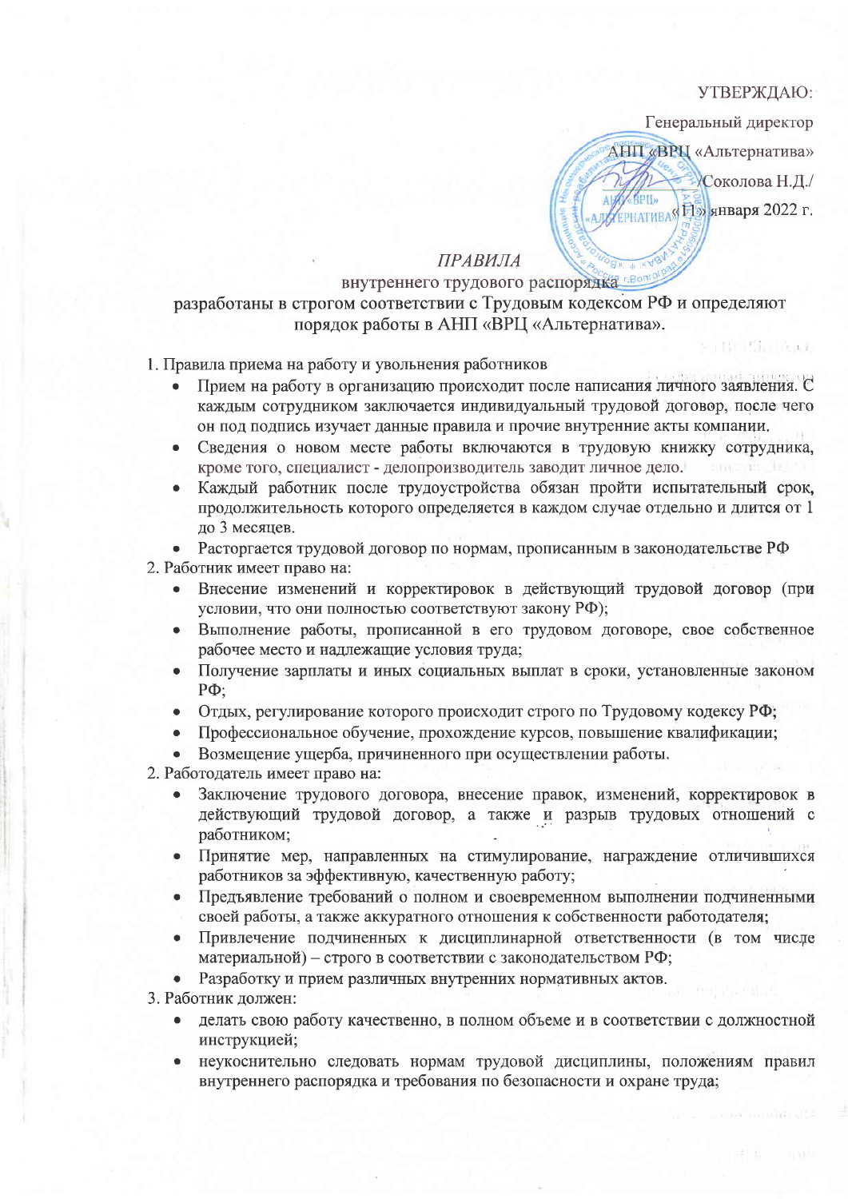УТВЕРЖДАЮ:

Генеральный директор

АНП «ВРЦ «Альтернатива»

_________ /Соколова Н.Д./

«11» января 2022 г.

*ПРАВИЛА*

внутреннего трудового распорядка

разработаны в строгом соответствии с Трудовым кодексом РФ и определяют порядок работы в АНП «ВРЦ «Альтернатива».

1. Правила приема на работу и увольнения работников
   - Прием на работу в организацию происходит после написания личного заявления. С каждым сотрудником заключается индивидуальный трудовой договор, после чего он под подпись изучает данные правила и прочие внутренние акты компании.
   - Сведения о новом месте работы включаются в трудовую книжку сотрудника, кроме того, специалист - делопроизводитель заводит личное дело.
   - Каждый работник после трудоустройства обязан пройти испытательный срок, продолжительность которого определяется в каждом случае отдельно и длится от 1 до 3 месяцев.
   - Расторгается трудовой договор по нормам, прописанным в законодательстве РФ
2. Работник имеет право на:
   - Внесение изменений и корректировок в действующий трудовой договор (при условии, что они полностью соответствуют закону РФ);
   - Выполнение работы, прописанной в его трудовом договоре, свое собственное рабочее место и надлежащие условия труда;
   - Получение зарплаты и иных социальных выплат в сроки, установленные законом РФ;
   - Отдых, регулирование которого происходит строго по Трудовому кодексу РФ;
   - Профессиональное обучение, прохождение курсов, повышение квалификации;
   - Возмещение ущерба, причиненного при осуществлении работы.
2. Работодатель имеет право на:
   - Заключение трудового договора, внесение правок, изменений, корректировок в действующий трудовой договор, а также и разрыв трудовых отношений с работником;
   - Принятие мер, направленных на стимулирование, награждение отличившихся работников за эффективную, качественную работу;
   - Предъявление требований о полном и своевременном выполнении подчиненными своей работы, а также аккуратного отношения к собственности работодателя;
   - Привлечение подчиненных к дисциплинарной ответственности (в том числе материальной) – строго в соответствии с законодательством РФ;
   - Разработку и прием различных внутренних нормативных актов.
3. Работник должен:
   - делать свою работу качественно, в полном объеме и в соответствии с должностной инструкцией;
   - неукоснительно следовать нормам трудовой дисциплины, положениям правил внутреннего распорядка и требования по безопасности и охране труда;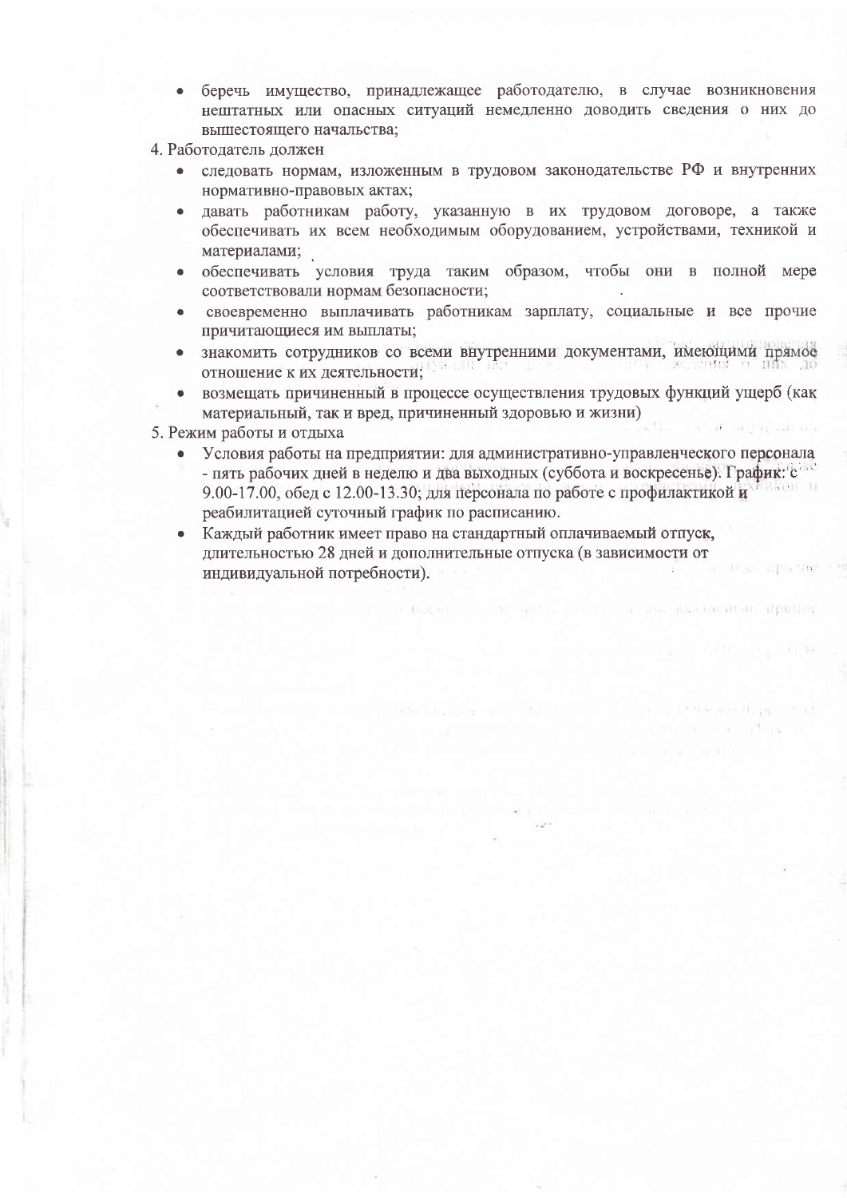- беречь имущество, принадлежащее работодателю, в случае возникновения нештатных или опасных ситуаций немедленно доводить сведения о них до вышестоящего начальства;

4. Работодатель должен

- следовать нормам, изложенным в трудовом законодательстве РФ и внутренних нормативно-правовых актах;
- давать работникам работу, указанную в их трудовом договоре, а также обеспечивать их всем необходимым оборудованием, устройствами, техникой и материалами;
- обеспечивать условия труда таким образом, чтобы они в полной мере соответствовали нормам безопасности;
- своевременно выплачивать работникам зарплату, социальные и все прочие причитающиеся им выплаты;
- знакомить сотрудников со всеми внутренними документами, имеющими прямое отношение к их деятельности;
- возмещать причиненный в процессе осуществления трудовых функций ущерб (как материальный, так и вред, причиненный здоровью и жизни)

5. Режим работы и отдыха

- Условия работы на предприятии: для административно-управленческого персонала - пять рабочих дней в неделю и два выходных (суббота и воскресенье). График: с 9.00-17.00, обед с 12.00-13.30; для персонала по работе с профилактикой и реабилитацией суточный график по расписанию.
- Каждый работник имеет право на стандартный оплачиваемый отпуск, длительностью 28 дней и дополнительные отпуска (в зависимости от индивидуальной потребности).